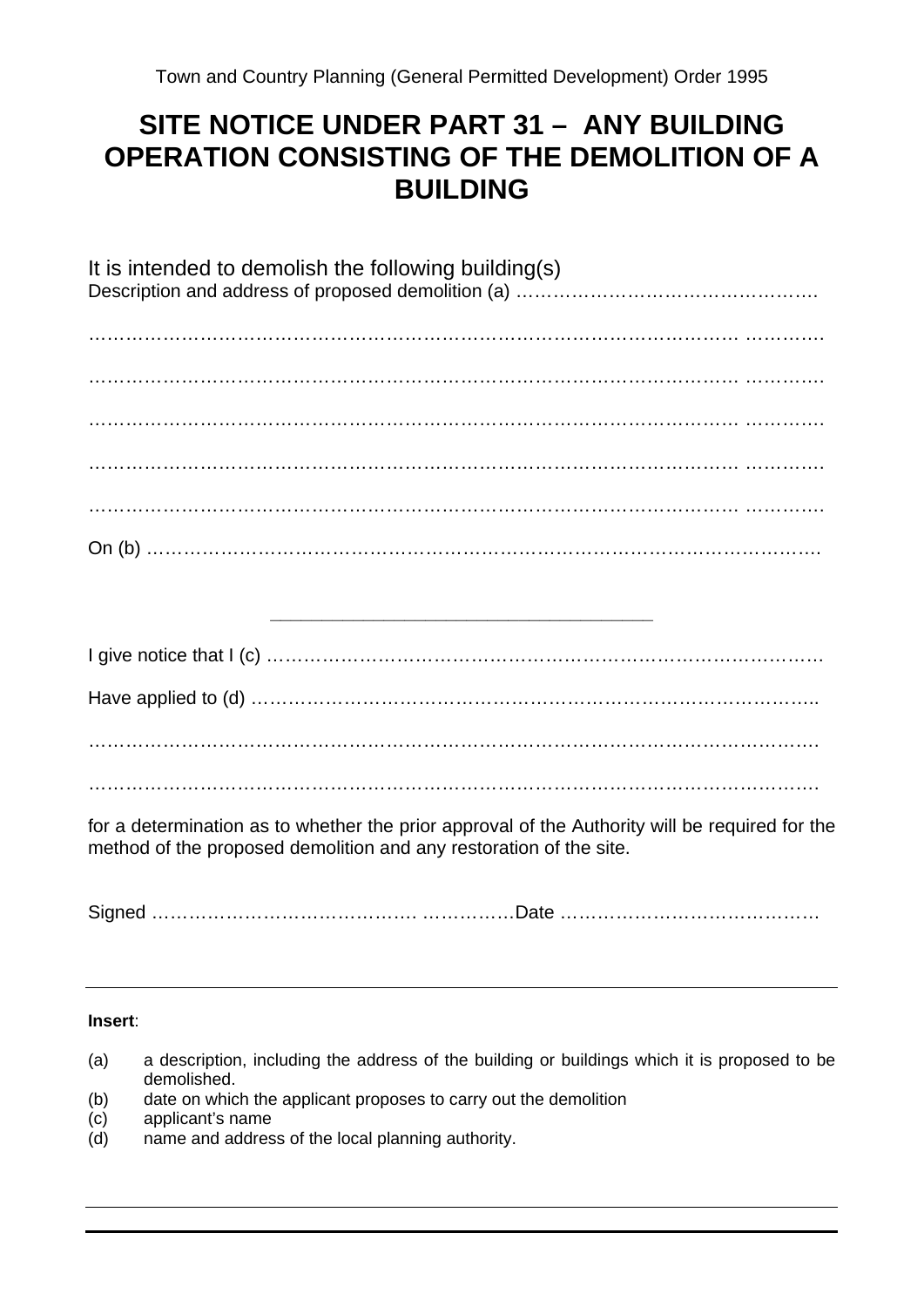Town and Country Planning (General Permitted Development) Order 1995

# SITE NOTICE UNDER PART 31 – ANY BUILDING OPERATION CONSISTING OF THE DEMOLITION OF A BUILDING

It is intended to demolish the following building(s)

Description and address of proposed demolition (a) ………………………………………….

……………………………………………………………………………………… …………

……………………………………………………………………………………… …………

……………………………………………………………………………………… …………

……………………………………………………………………………………… …………

……………………………………………………………………………………… …………

On (b) ………………………………………………………………………………………………

---

I give notice that I (c) ………………………………………………………………………………

Have applied to (d) ………………………………………………………………………………..

……………………………………………………………………………………………………….

……………………………………………………………………………………………………….

for a determination as to whether the prior approval of the Authority will be required for the method of the proposed demolition and any restoration of the site.

Signed ……………………………………. ……………Date ……………………………………

---

**Insert**:

(a) a description, including the address of the building or buildings which it is proposed to be demolished.
(b) date on which the applicant proposes to carry out the demolition
(c) applicant's name
(d) name and address of the local planning authority.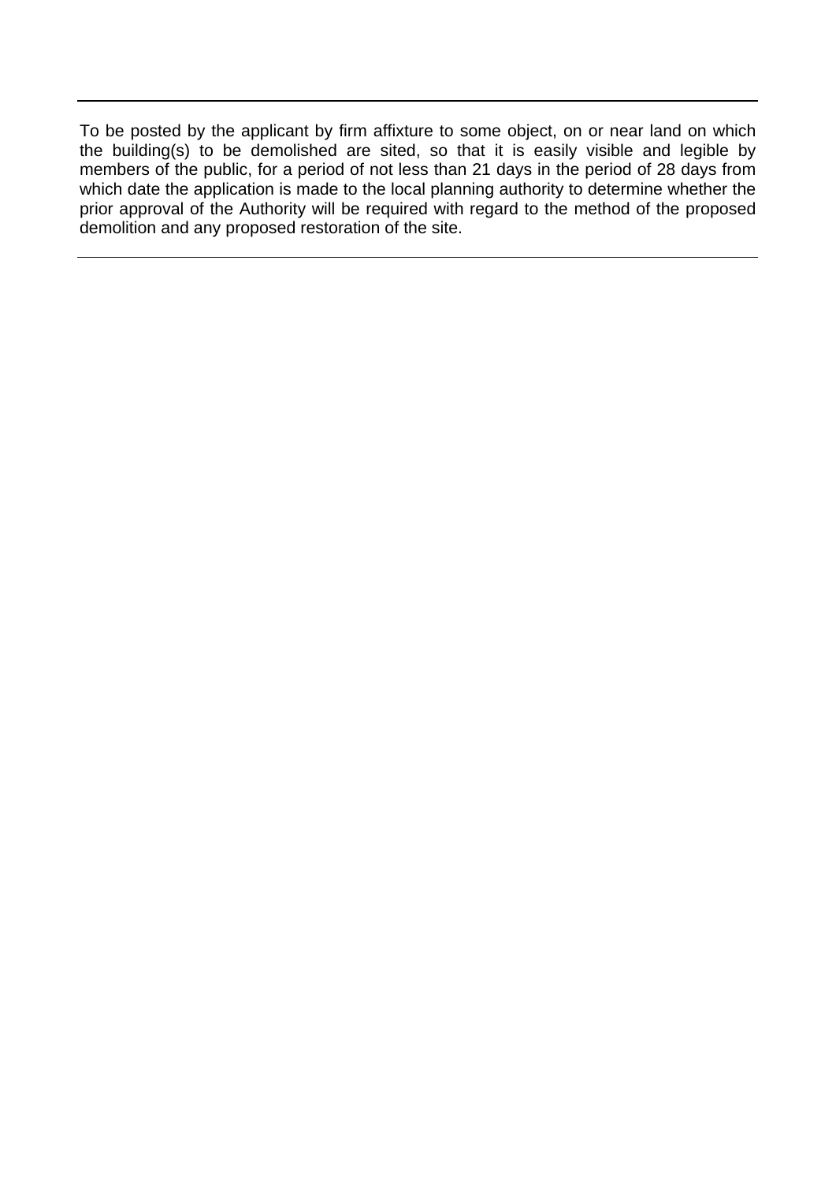To be posted by the applicant by firm affixture to some object, on or near land on which the building(s) to be demolished are sited, so that it is easily visible and legible by members of the public, for a period of not less than 21 days in the period of 28 days from which date the application is made to the local planning authority to determine whether the prior approval of the Authority will be required with regard to the method of the proposed demolition and any proposed restoration of the site.